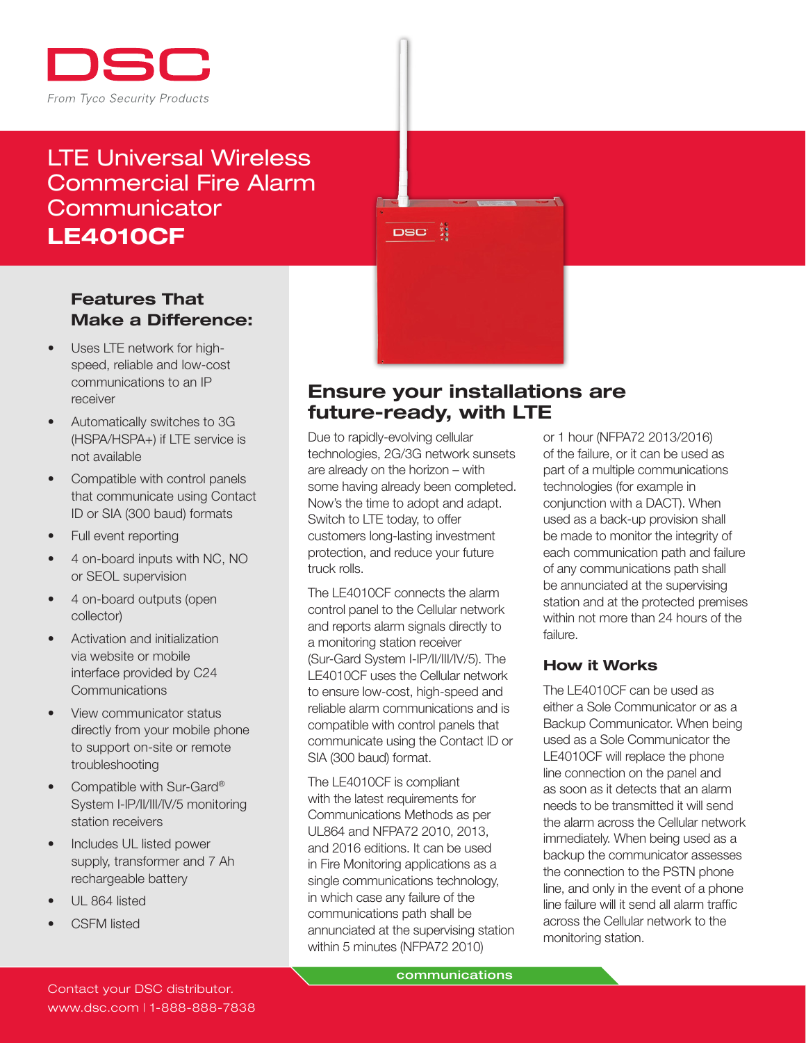DSC

*From Tyco Security Products*

# LTE Universal Wireless Commercial Fire Alarm Communicator
# **LE4010CF**

### Features That Make a Difference:

- Uses LTE network for high-speed, reliable and low-cost communications to an IP receiver
- Automatically switches to 3G (HSPA/HSPA+) if LTE service is not available
- Compatible with control panels that communicate using Contact ID or SIA (300 baud) formats
- Full event reporting
- 4 on-board inputs with NC, NO or SEOL supervision
- 4 on-board outputs (open collector)
- Activation and initialization via website or mobile interface provided by C24 Communications
- View communicator status directly from your mobile phone to support on-site or remote troubleshooting
- Compatible with Sur-Gard® System I-IP/II/III/IV/5 monitoring station receivers
- Includes UL listed power supply, transformer and 7 Ah rechargeable battery
- UL 864 listed
- CSFM listed

## Ensure your installations are future-ready, with LTE

Due to rapidly-evolving cellular technologies, 2G/3G network sunsets are already on the horizon – with some having already been completed. Now's the time to adopt and adapt. Switch to LTE today, to offer customers long-lasting investment protection, and reduce your future truck rolls.

The LE4010CF connects the alarm control panel to the Cellular network and reports alarm signals directly to a monitoring station receiver (Sur-Gard System I-IP/II/III/IV/5). The LE4010CF uses the Cellular network to ensure low-cost, high-speed and reliable alarm communications and is compatible with control panels that communicate using the Contact ID or SIA (300 baud) format.

The LE4010CF is compliant with the latest requirements for Communications Methods as per UL864 and NFPA72 2010, 2013, and 2016 editions. It can be used in Fire Monitoring applications as a single communications technology, in which case any failure of the communications path shall be annunciated at the supervising station within 5 minutes (NFPA72 2010) or 1 hour (NFPA72 2013/2016) of the failure, or it can be used as part of a multiple communications technologies (for example in conjunction with a DACT). When used as a back-up provision shall be made to monitor the integrity of each communication path and failure of any communications path shall be annunciated at the supervising station and at the protected premises within not more than 24 hours of the failure.

### How it Works

The LE4010CF can be used as either a Sole Communicator or as a Backup Communicator. When being used as a Sole Communicator the LE4010CF will replace the phone line connection on the panel and as soon as it detects that an alarm needs to be transmitted it will send the alarm across the Cellular network immediately. When being used as a backup the communicator assesses the connection to the PSTN phone line, and only in the event of a phone line failure will it send all alarm traffic across the Cellular network to the monitoring station.

communications

Contact your DSC distributor.
www.dsc.com | 1-888-888-7838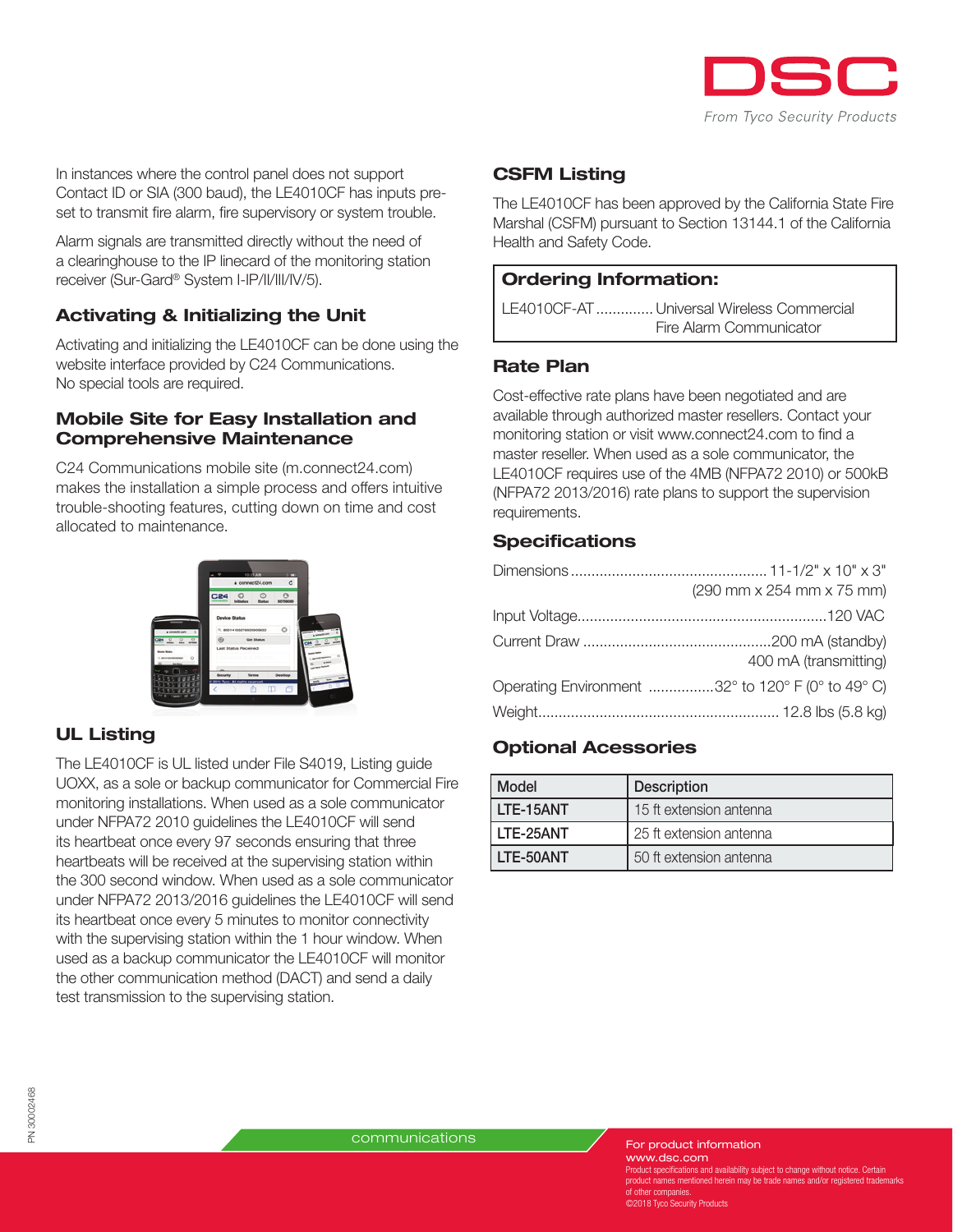In instances where the control panel does not support Contact ID or SIA (300 baud), the LE4010CF has inputs pre-set to transmit fire alarm, fire supervisory or system trouble.

Alarm signals are transmitted directly without the need of a clearinghouse to the IP linecard of the monitoring station receiver (Sur-Gard® System I-IP/II/III/IV/5).

## Activating & Initializing the Unit

Activating and initializing the LE4010CF can be done using the website interface provided by C24 Communications. No special tools are required.

## Mobile Site for Easy Installation and Comprehensive Maintenance

C24 Communications mobile site (m.connect24.com) makes the installation a simple process and offers intuitive trouble-shooting features, cutting down on time and cost allocated to maintenance.

## UL Listing

The LE4010CF is UL listed under File S4019, Listing guide UOXX, as a sole or backup communicator for Commercial Fire monitoring installations. When used as a sole communicator under NFPA72 2010 guidelines the LE4010CF will send its heartbeat once every 97 seconds ensuring that three heartbeats will be received at the supervising station within the 300 second window. When used as a sole communicator under NFPA72 2013/2016 guidelines the LE4010CF will send its heartbeat once every 5 minutes to monitor connectivity with the supervising station within the 1 hour window. When used as a backup communicator the LE4010CF will monitor the other communication method (DACT) and send a daily test transmission to the supervising station.

## CSFM Listing

The LE4010CF has been approved by the California State Fire Marshal (CSFM) pursuant to Section 13144.1 of the California Health and Safety Code.

## Ordering Information:

LE4010CF-AT .............. Universal Wireless Commercial Fire Alarm Communicator

## Rate Plan

Cost-effective rate plans have been negotiated and are available through authorized master resellers. Contact your monitoring station or visit www.connect24.com to find a master reseller. When used as a sole communicator, the LE4010CF requires use of the 4MB (NFPA72 2010) or 500kB (NFPA72 2013/2016) rate plans to support the supervision requirements.

## Specifications

Dimensions ................................................ 11-1/2" x 10" x 3" (290 mm x 254 mm x 75 mm)

Input Voltage............................................................120 VAC

Current Draw ..............................................200 mA (standby) 400 mA (transmitting)

Operating Environment ................32° to 120° F (0° to 49° C)

Weight........................................................... 12.8 lbs (5.8 kg)

## Optional Acessories

| Model | Description |
|---|---|
| LTE-15ANT | 15 ft extension antenna |
| LTE-25ANT | 25 ft extension antenna |
| LTE-50ANT | 50 ft extension antenna |

PN 30002468

For product information
www.dsc.com
Product specifications and availability subject to change without notice. Certain product names mentioned herein may be trade names and/or registered trademarks of other companies.
©2018 Tyco Security Products